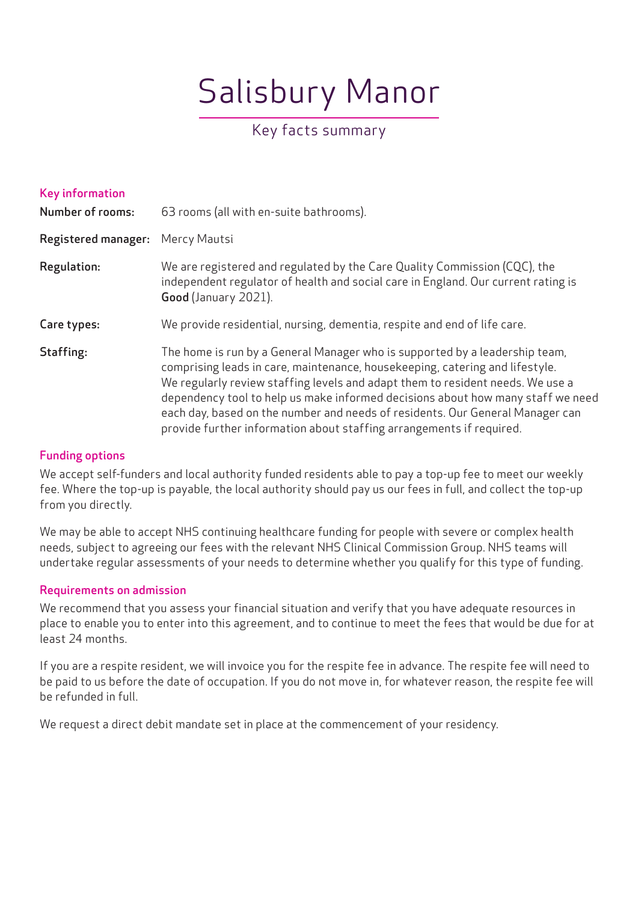# Salisbury Manor

## Key facts summary

### Key information

**Number of rooms:** 63 rooms (all with en-suite bathrooms).

**Registered manager:** Mercy Mautsi

**Regulation:** We are registered and regulated by the Care Quality Commission (CQC), the independent regulator of health and social care in England. Our current rating is **Good** (January 2021).

**Care types:** We provide residential, nursing, dementia, respite and end of life care.

**Staffing:** The home is run by a General Manager who is supported by a leadership team, comprising leads in care, maintenance, housekeeping, catering and lifestyle. We regularly review staffing levels and adapt them to resident needs. We use a dependency tool to help us make informed decisions about how many staff we need each day, based on the number and needs of residents. Our General Manager can provide further information about staffing arrangements if required.

### Funding options

We accept self-funders and local authority funded residents able to pay a top-up fee to meet our weekly fee. Where the top-up is payable, the local authority should pay us our fees in full, and collect the top-up from you directly.

We may be able to accept NHS continuing healthcare funding for people with severe or complex health needs, subject to agreeing our fees with the relevant NHS Clinical Commission Group. NHS teams will undertake regular assessments of your needs to determine whether you qualify for this type of funding.

### Requirements on admission

We recommend that you assess your financial situation and verify that you have adequate resources in place to enable you to enter into this agreement, and to continue to meet the fees that would be due for at least 24 months.

If you are a respite resident, we will invoice you for the respite fee in advance. The respite fee will need to be paid to us before the date of occupation. If you do not move in, for whatever reason, the respite fee will be refunded in full.

We request a direct debit mandate set in place at the commencement of your residency.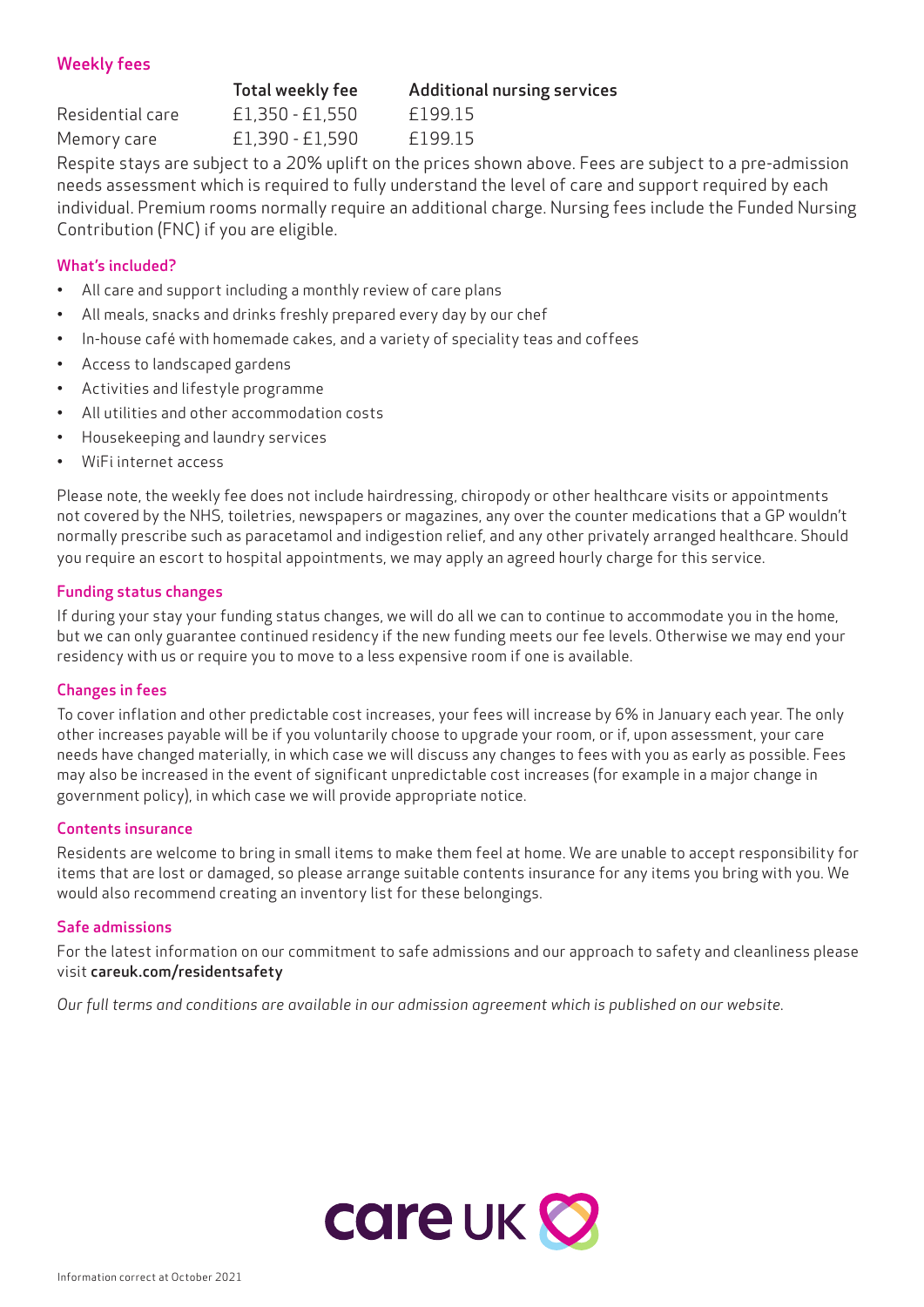## Weekly fees

| | Total weekly fee | Additional nursing services |
|---|---|---|
| Residential care | £1,350 - £1,550 | £199.15 |
| Memory care | £1,390 - £1,590 | £199.15 |

Respite stays are subject to a 20% uplift on the prices shown above. Fees are subject to a pre-admission needs assessment which is required to fully understand the level of care and support required by each individual. Premium rooms normally require an additional charge. Nursing fees include the Funded Nursing Contribution (FNC) if you are eligible.

### What's included?

- All care and support including a monthly review of care plans
- All meals, snacks and drinks freshly prepared every day by our chef
- In-house café with homemade cakes, and a variety of speciality teas and coffees
- Access to landscaped gardens
- Activities and lifestyle programme
- All utilities and other accommodation costs
- Housekeeping and laundry services
- WiFi internet access

Please note, the weekly fee does not include hairdressing, chiropody or other healthcare visits or appointments not covered by the NHS, toiletries, newspapers or magazines, any over the counter medications that a GP wouldn't normally prescribe such as paracetamol and indigestion relief, and any other privately arranged healthcare. Should you require an escort to hospital appointments, we may apply an agreed hourly charge for this service.

### Funding status changes

If during your stay your funding status changes, we will do all we can to continue to accommodate you in the home, but we can only guarantee continued residency if the new funding meets our fee levels. Otherwise we may end your residency with us or require you to move to a less expensive room if one is available.

### Changes in fees

To cover inflation and other predictable cost increases, your fees will increase by 6% in January each year. The only other increases payable will be if you voluntarily choose to upgrade your room, or if, upon assessment, your care needs have changed materially, in which case we will discuss any changes to fees with you as early as possible. Fees may also be increased in the event of significant unpredictable cost increases (for example in a major change in government policy), in which case we will provide appropriate notice.

### Contents insurance

Residents are welcome to bring in small items to make them feel at home. We are unable to accept responsibility for items that are lost or damaged, so please arrange suitable contents insurance for any items you bring with you. We would also recommend creating an inventory list for these belongings.

### Safe admissions

For the latest information on our commitment to safe admissions and our approach to safety and cleanliness please visit **careuk.com/residentsafety**

*Our full terms and conditions are available in our admission agreement which is published on our website.*

care UK

Information correct at October 2021